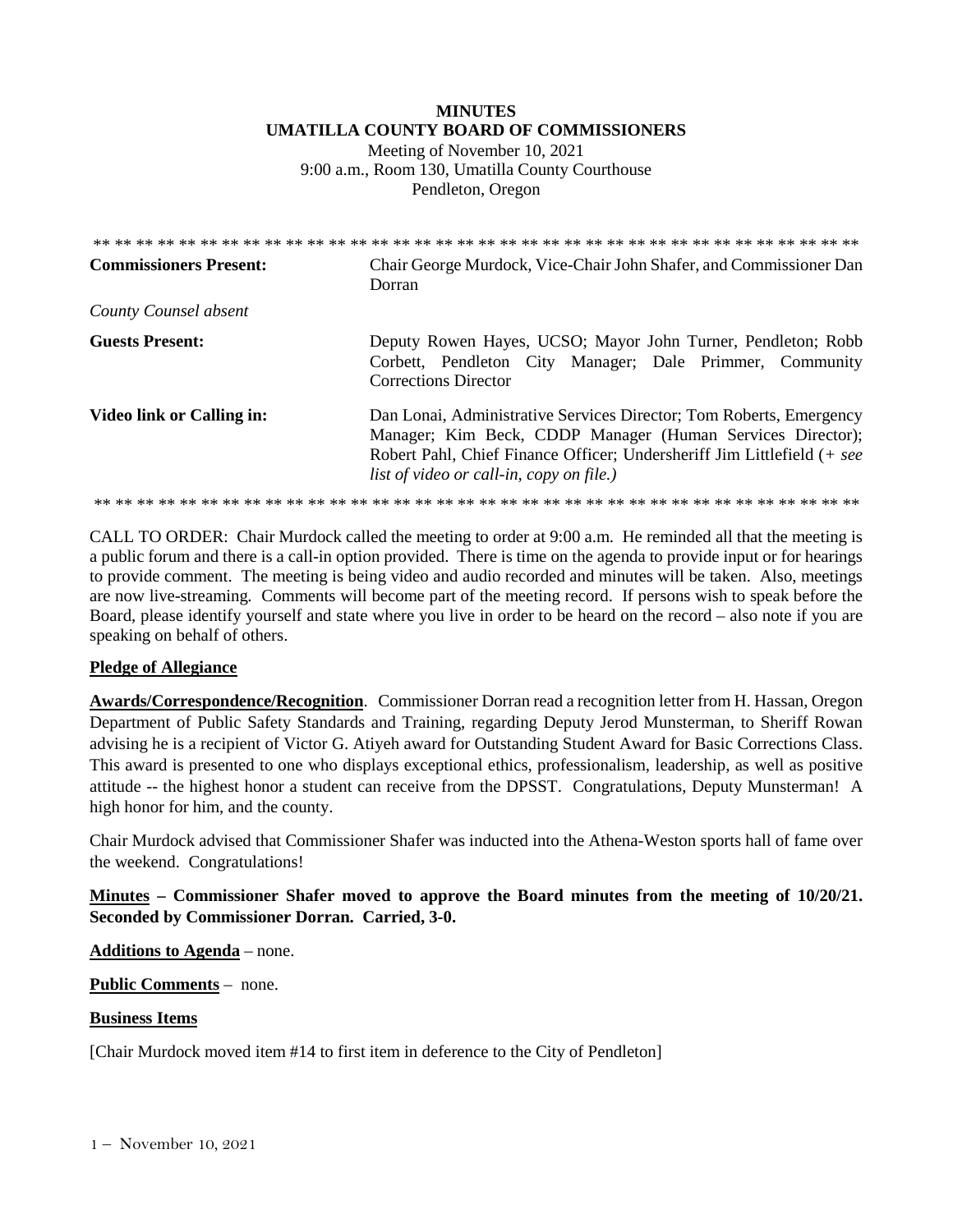**MINUTES**
**UMATILLA COUNTY BOARD OF COMMISSIONERS**

Meeting of November 10, 2021
9:00 a.m., Room 130, Umatilla County Courthouse
Pendleton, Oregon

** ** ** ** ** ** ** ** ** ** ** ** ** ** ** ** ** ** ** ** ** ** ** ** ** ** ** ** ** ** ** ** ** ** ** ** ** ** ** **

| | |
|---|---|
| **Commissioners Present:** | Chair George Murdock, Vice-Chair John Shafer, and Commissioner Dan Dorran |
| *County Counsel absent* | |
| **Guests Present:** | Deputy Rowen Hayes, UCSO; Mayor John Turner, Pendleton; Robb Corbett, Pendleton City Manager; Dale Primmer, Community Corrections Director |
| **Video link or Calling in:** | Dan Lonai, Administrative Services Director; Tom Roberts, Emergency Manager; Kim Beck, CDDP Manager (Human Services Director); Robert Pahl, Chief Finance Officer; Undersheriff Jim Littlefield (+ *see list of video or call-in, copy on file.)* |

** ** ** ** ** ** ** ** ** ** ** ** ** ** ** ** ** ** ** ** ** ** ** ** ** ** ** ** ** ** ** ** ** ** ** ** ** ** ** **

CALL TO ORDER: Chair Murdock called the meeting to order at 9:00 a.m. He reminded all that the meeting is a public forum and there is a call-in option provided. There is time on the agenda to provide input or for hearings to provide comment. The meeting is being video and audio recorded and minutes will be taken. Also, meetings are now live-streaming. Comments will become part of the meeting record. If persons wish to speak before the Board, please identify yourself and state where you live in order to be heard on the record – also note if you are speaking on behalf of others.

**Pledge of Allegiance**

**Awards/Correspondence/Recognition**. Commissioner Dorran read a recognition letter from H. Hassan, Oregon Department of Public Safety Standards and Training, regarding Deputy Jerod Munsterman, to Sheriff Rowan advising he is a recipient of Victor G. Atiyeh award for Outstanding Student Award for Basic Corrections Class. This award is presented to one who displays exceptional ethics, professionalism, leadership, as well as positive attitude -- the highest honor a student can receive from the DPSST. Congratulations, Deputy Munsterman! A high honor for him, and the county.

Chair Murdock advised that Commissioner Shafer was inducted into the Athena-Weston sports hall of fame over the weekend. Congratulations!

**Minutes – Commissioner Shafer moved to approve the Board minutes from the meeting of 10/20/21. Seconded by Commissioner Dorran. Carried, 3-0.**

**Additions to Agenda** – none.

**Public Comments** – none.

**Business Items**

[Chair Murdock moved item #14 to first item in deference to the City of Pendleton]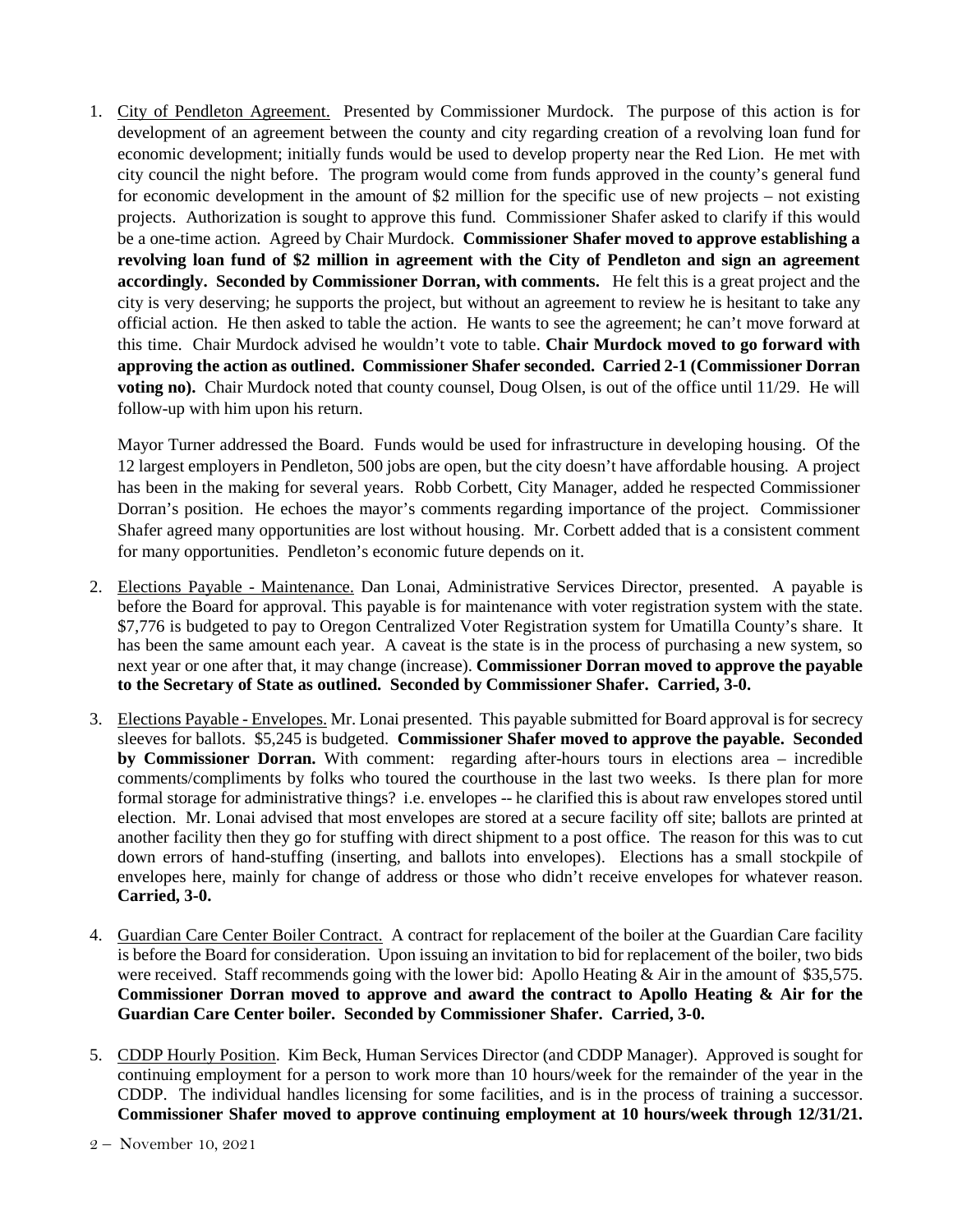1. City of Pendleton Agreement. Presented by Commissioner Murdock. The purpose of this action is for development of an agreement between the county and city regarding creation of a revolving loan fund for economic development; initially funds would be used to develop property near the Red Lion. He met with city council the night before. The program would come from funds approved in the county's general fund for economic development in the amount of $2 million for the specific use of new projects – not existing projects. Authorization is sought to approve this fund. Commissioner Shafer asked to clarify if this would be a one-time action. Agreed by Chair Murdock. **Commissioner Shafer moved to approve establishing a revolving loan fund of $2 million in agreement with the City of Pendleton and sign an agreement accordingly. Seconded by Commissioner Dorran, with comments.** He felt this is a great project and the city is very deserving; he supports the project, but without an agreement to review he is hesitant to take any official action. He then asked to table the action. He wants to see the agreement; he can't move forward at this time. Chair Murdock advised he wouldn't vote to table. **Chair Murdock moved to go forward with approving the action as outlined. Commissioner Shafer seconded. Carried 2-1 (Commissioner Dorran voting no).** Chair Murdock noted that county counsel, Doug Olsen, is out of the office until 11/29. He will follow-up with him upon his return.

   Mayor Turner addressed the Board. Funds would be used for infrastructure in developing housing. Of the 12 largest employers in Pendleton, 500 jobs are open, but the city doesn't have affordable housing. A project has been in the making for several years. Robb Corbett, City Manager, added he respected Commissioner Dorran's position. He echoes the mayor's comments regarding importance of the project. Commissioner Shafer agreed many opportunities are lost without housing. Mr. Corbett added that is a consistent comment for many opportunities. Pendleton's economic future depends on it.

2. Elections Payable - Maintenance. Dan Lonai, Administrative Services Director, presented. A payable is before the Board for approval. This payable is for maintenance with voter registration system with the state. $7,776 is budgeted to pay to Oregon Centralized Voter Registration system for Umatilla County's share. It has been the same amount each year. A caveat is the state is in the process of purchasing a new system, so next year or one after that, it may change (increase). **Commissioner Dorran moved to approve the payable to the Secretary of State as outlined. Seconded by Commissioner Shafer. Carried, 3-0.**

3. Elections Payable - Envelopes. Mr. Lonai presented. This payable submitted for Board approval is for secrecy sleeves for ballots. $5,245 is budgeted. **Commissioner Shafer moved to approve the payable. Seconded by Commissioner Dorran.** With comment: regarding after-hours tours in elections area – incredible comments/compliments by folks who toured the courthouse in the last two weeks. Is there plan for more formal storage for administrative things? i.e. envelopes -- he clarified this is about raw envelopes stored until election. Mr. Lonai advised that most envelopes are stored at a secure facility off site; ballots are printed at another facility then they go for stuffing with direct shipment to a post office. The reason for this was to cut down errors of hand-stuffing (inserting, and ballots into envelopes). Elections has a small stockpile of envelopes here, mainly for change of address or those who didn't receive envelopes for whatever reason. **Carried, 3-0.**

4. Guardian Care Center Boiler Contract. A contract for replacement of the boiler at the Guardian Care facility is before the Board for consideration. Upon issuing an invitation to bid for replacement of the boiler, two bids were received. Staff recommends going with the lower bid: Apollo Heating & Air in the amount of $35,575. **Commissioner Dorran moved to approve and award the contract to Apollo Heating & Air for the Guardian Care Center boiler. Seconded by Commissioner Shafer. Carried, 3-0.**

5. CDDP Hourly Position. Kim Beck, Human Services Director (and CDDP Manager). Approved is sought for continuing employment for a person to work more than 10 hours/week for the remainder of the year in the CDDP. The individual handles licensing for some facilities, and is in the process of training a successor. **Commissioner Shafer moved to approve continuing employment at 10 hours/week through 12/31/21.**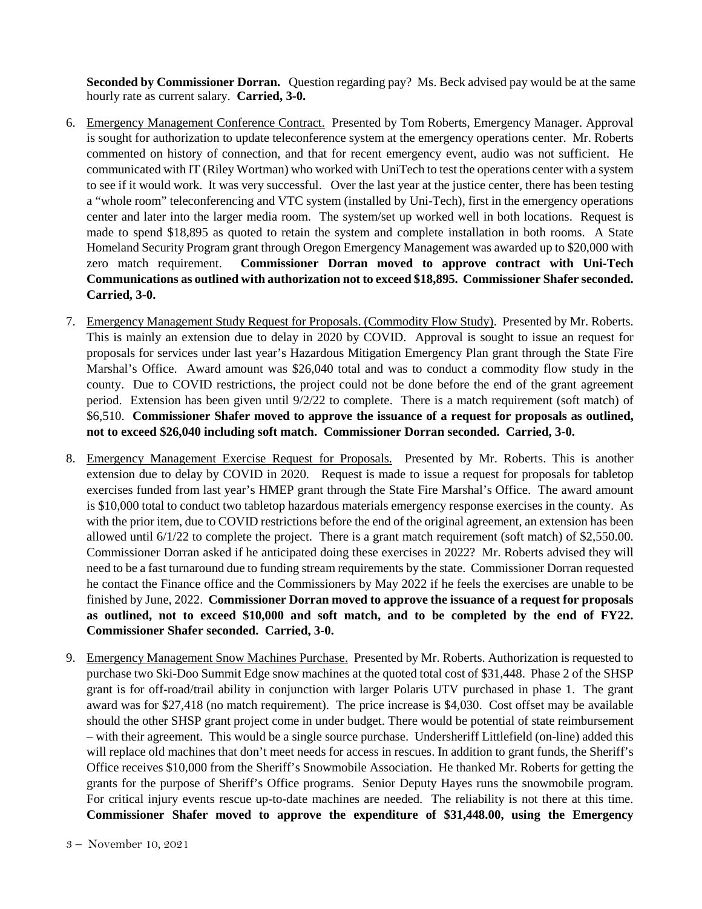**Seconded by Commissioner Dorran.** Question regarding pay? Ms. Beck advised pay would be at the same hourly rate as current salary. **Carried, 3-0.**

6. Emergency Management Conference Contract. Presented by Tom Roberts, Emergency Manager. Approval is sought for authorization to update teleconference system at the emergency operations center. Mr. Roberts commented on history of connection, and that for recent emergency event, audio was not sufficient. He communicated with IT (Riley Wortman) who worked with UniTech to test the operations center with a system to see if it would work. It was very successful. Over the last year at the justice center, there has been testing a "whole room" teleconferencing and VTC system (installed by Uni-Tech), first in the emergency operations center and later into the larger media room. The system/set up worked well in both locations. Request is made to spend $18,895 as quoted to retain the system and complete installation in both rooms. A State Homeland Security Program grant through Oregon Emergency Management was awarded up to $20,000 with zero match requirement. **Commissioner Dorran moved to approve contract with Uni-Tech Communications as outlined with authorization not to exceed $18,895. Commissioner Shafer seconded. Carried, 3-0.**

7. Emergency Management Study Request for Proposals. (Commodity Flow Study). Presented by Mr. Roberts. This is mainly an extension due to delay in 2020 by COVID. Approval is sought to issue an request for proposals for services under last year's Hazardous Mitigation Emergency Plan grant through the State Fire Marshal's Office. Award amount was $26,040 total and was to conduct a commodity flow study in the county. Due to COVID restrictions, the project could not be done before the end of the grant agreement period. Extension has been given until 9/2/22 to complete. There is a match requirement (soft match) of $6,510. **Commissioner Shafer moved to approve the issuance of a request for proposals as outlined, not to exceed $26,040 including soft match. Commissioner Dorran seconded. Carried, 3-0.**

8. Emergency Management Exercise Request for Proposals. Presented by Mr. Roberts. This is another extension due to delay by COVID in 2020. Request is made to issue a request for proposals for tabletop exercises funded from last year's HMEP grant through the State Fire Marshal's Office. The award amount is $10,000 total to conduct two tabletop hazardous materials emergency response exercises in the county. As with the prior item, due to COVID restrictions before the end of the original agreement, an extension has been allowed until 6/1/22 to complete the project. There is a grant match requirement (soft match) of $2,550.00. Commissioner Dorran asked if he anticipated doing these exercises in 2022? Mr. Roberts advised they will need to be a fast turnaround due to funding stream requirements by the state. Commissioner Dorran requested he contact the Finance office and the Commissioners by May 2022 if he feels the exercises are unable to be finished by June, 2022. **Commissioner Dorran moved to approve the issuance of a request for proposals as outlined, not to exceed $10,000 and soft match, and to be completed by the end of FY22. Commissioner Shafer seconded. Carried, 3-0.**

9. Emergency Management Snow Machines Purchase. Presented by Mr. Roberts. Authorization is requested to purchase two Ski-Doo Summit Edge snow machines at the quoted total cost of $31,448. Phase 2 of the SHSP grant is for off-road/trail ability in conjunction with larger Polaris UTV purchased in phase 1. The grant award was for $27,418 (no match requirement). The price increase is $4,030. Cost offset may be available should the other SHSP grant project come in under budget. There would be potential of state reimbursement – with their agreement. This would be a single source purchase. Undersheriff Littlefield (on-line) added this will replace old machines that don't meet needs for access in rescues. In addition to grant funds, the Sheriff's Office receives $10,000 from the Sheriff's Snowmobile Association. He thanked Mr. Roberts for getting the grants for the purpose of Sheriff's Office programs. Senior Deputy Hayes runs the snowmobile program. For critical injury events rescue up-to-date machines are needed. The reliability is not there at this time. **Commissioner Shafer moved to approve the expenditure of $31,448.00, using the Emergency**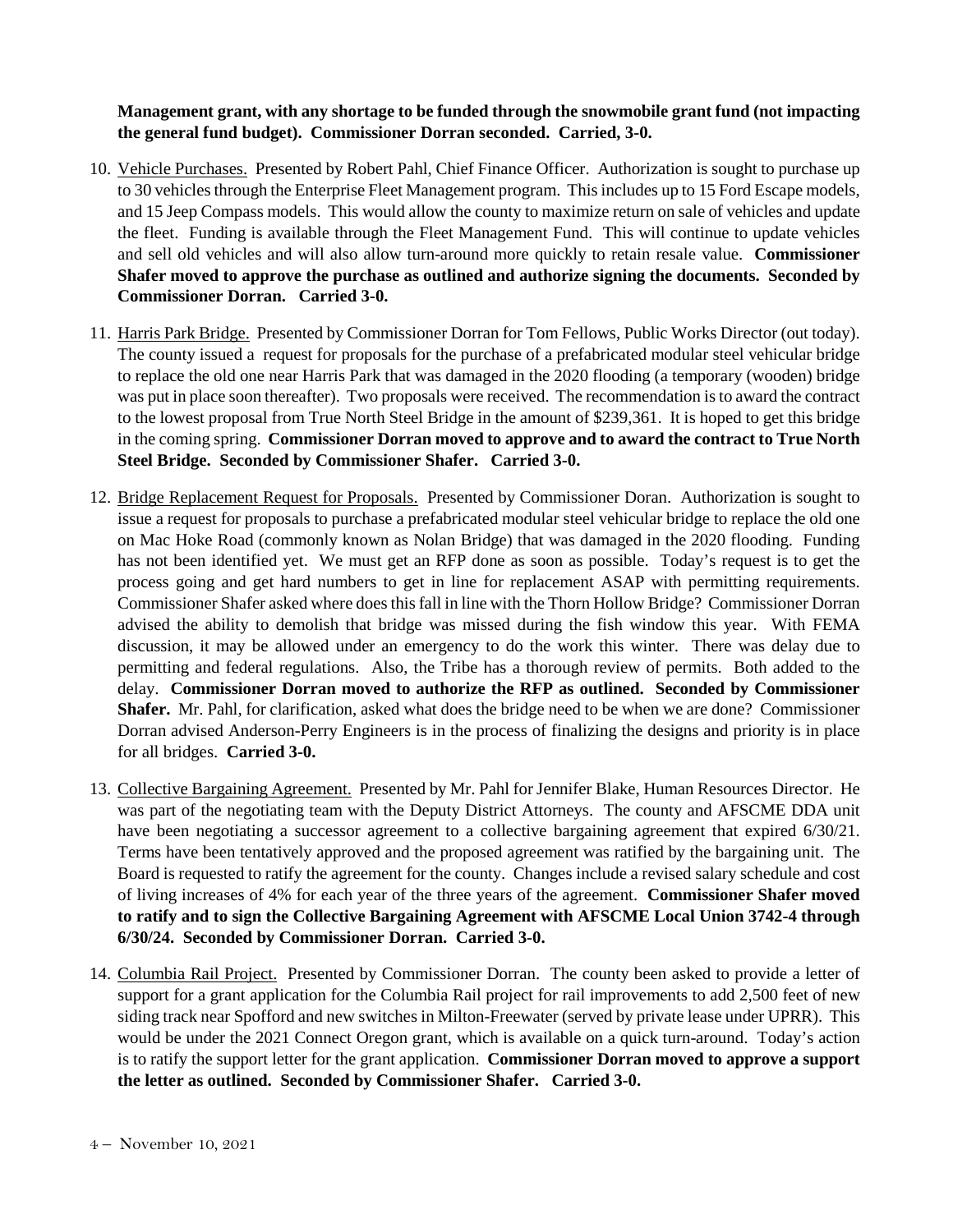**Management grant, with any shortage to be funded through the snowmobile grant fund (not impacting the general fund budget). Commissioner Dorran seconded. Carried, 3-0.**

10. Vehicle Purchases. Presented by Robert Pahl, Chief Finance Officer. Authorization is sought to purchase up to 30 vehicles through the Enterprise Fleet Management program. This includes up to 15 Ford Escape models, and 15 Jeep Compass models. This would allow the county to maximize return on sale of vehicles and update the fleet. Funding is available through the Fleet Management Fund. This will continue to update vehicles and sell old vehicles and will also allow turn-around more quickly to retain resale value. **Commissioner Shafer moved to approve the purchase as outlined and authorize signing the documents. Seconded by Commissioner Dorran. Carried 3-0.**

11. Harris Park Bridge. Presented by Commissioner Dorran for Tom Fellows, Public Works Director (out today). The county issued a request for proposals for the purchase of a prefabricated modular steel vehicular bridge to replace the old one near Harris Park that was damaged in the 2020 flooding (a temporary (wooden) bridge was put in place soon thereafter). Two proposals were received. The recommendation is to award the contract to the lowest proposal from True North Steel Bridge in the amount of $239,361. It is hoped to get this bridge in the coming spring. **Commissioner Dorran moved to approve and to award the contract to True North Steel Bridge. Seconded by Commissioner Shafer. Carried 3-0.**

12. Bridge Replacement Request for Proposals. Presented by Commissioner Doran. Authorization is sought to issue a request for proposals to purchase a prefabricated modular steel vehicular bridge to replace the old one on Mac Hoke Road (commonly known as Nolan Bridge) that was damaged in the 2020 flooding. Funding has not been identified yet. We must get an RFP done as soon as possible. Today's request is to get the process going and get hard numbers to get in line for replacement ASAP with permitting requirements. Commissioner Shafer asked where does this fall in line with the Thorn Hollow Bridge? Commissioner Dorran advised the ability to demolish that bridge was missed during the fish window this year. With FEMA discussion, it may be allowed under an emergency to do the work this winter. There was delay due to permitting and federal regulations. Also, the Tribe has a thorough review of permits. Both added to the delay. **Commissioner Dorran moved to authorize the RFP as outlined. Seconded by Commissioner Shafer.** Mr. Pahl, for clarification, asked what does the bridge need to be when we are done? Commissioner Dorran advised Anderson-Perry Engineers is in the process of finalizing the designs and priority is in place for all bridges. **Carried 3-0.**

13. Collective Bargaining Agreement. Presented by Mr. Pahl for Jennifer Blake, Human Resources Director. He was part of the negotiating team with the Deputy District Attorneys. The county and AFSCME DDA unit have been negotiating a successor agreement to a collective bargaining agreement that expired 6/30/21. Terms have been tentatively approved and the proposed agreement was ratified by the bargaining unit. The Board is requested to ratify the agreement for the county. Changes include a revised salary schedule and cost of living increases of 4% for each year of the three years of the agreement. **Commissioner Shafer moved to ratify and to sign the Collective Bargaining Agreement with AFSCME Local Union 3742-4 through 6/30/24. Seconded by Commissioner Dorran. Carried 3-0.**

14. Columbia Rail Project. Presented by Commissioner Dorran. The county been asked to provide a letter of support for a grant application for the Columbia Rail project for rail improvements to add 2,500 feet of new siding track near Spofford and new switches in Milton-Freewater (served by private lease under UPRR). This would be under the 2021 Connect Oregon grant, which is available on a quick turn-around. Today's action is to ratify the support letter for the grant application. **Commissioner Dorran moved to approve a support the letter as outlined. Seconded by Commissioner Shafer. Carried 3-0.**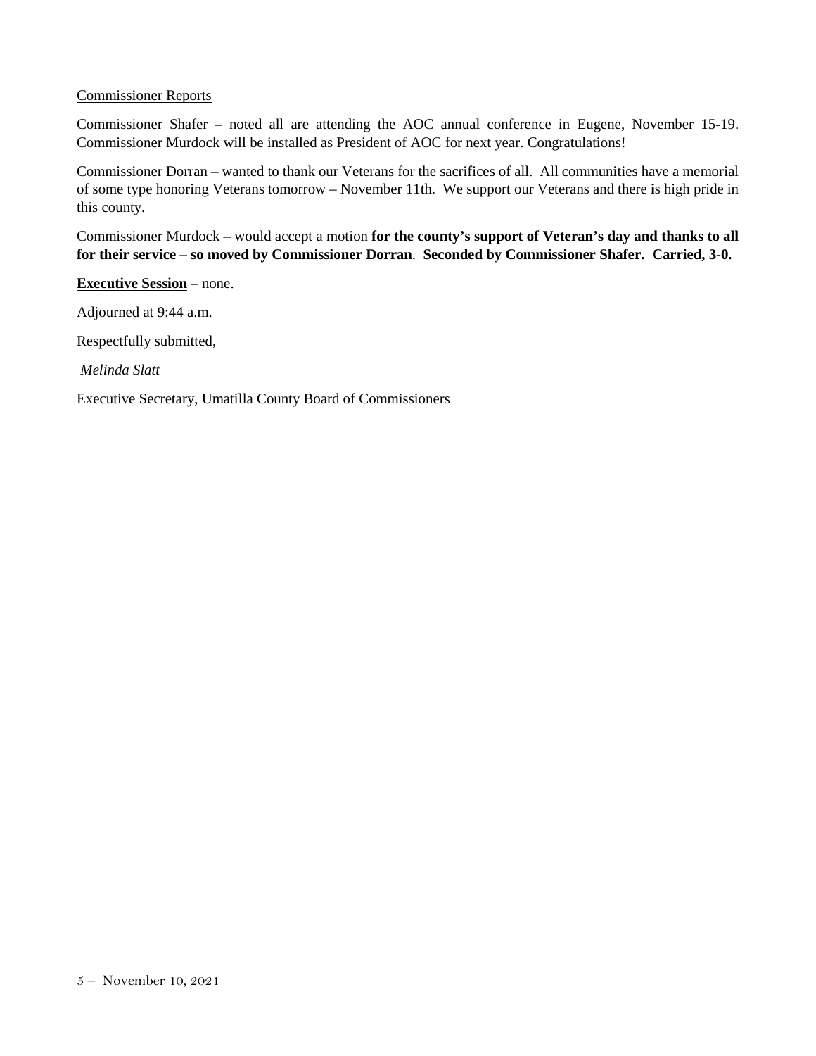Commissioner Reports

Commissioner Shafer – noted all are attending the AOC annual conference in Eugene, November 15-19. Commissioner Murdock will be installed as President of AOC for next year. Congratulations!

Commissioner Dorran – wanted to thank our Veterans for the sacrifices of all. All communities have a memorial of some type honoring Veterans tomorrow – November 11th. We support our Veterans and there is high pride in this county.

Commissioner Murdock – would accept a motion **for the county's support of Veteran's day and thanks to all for their service – so moved by Commissioner Dorran**. **Seconded by Commissioner Shafer. Carried, 3-0.**

**Executive Session** – none.

Adjourned at 9:44 a.m.

Respectfully submitted,

*Melinda Slatt*

Executive Secretary, Umatilla County Board of Commissioners